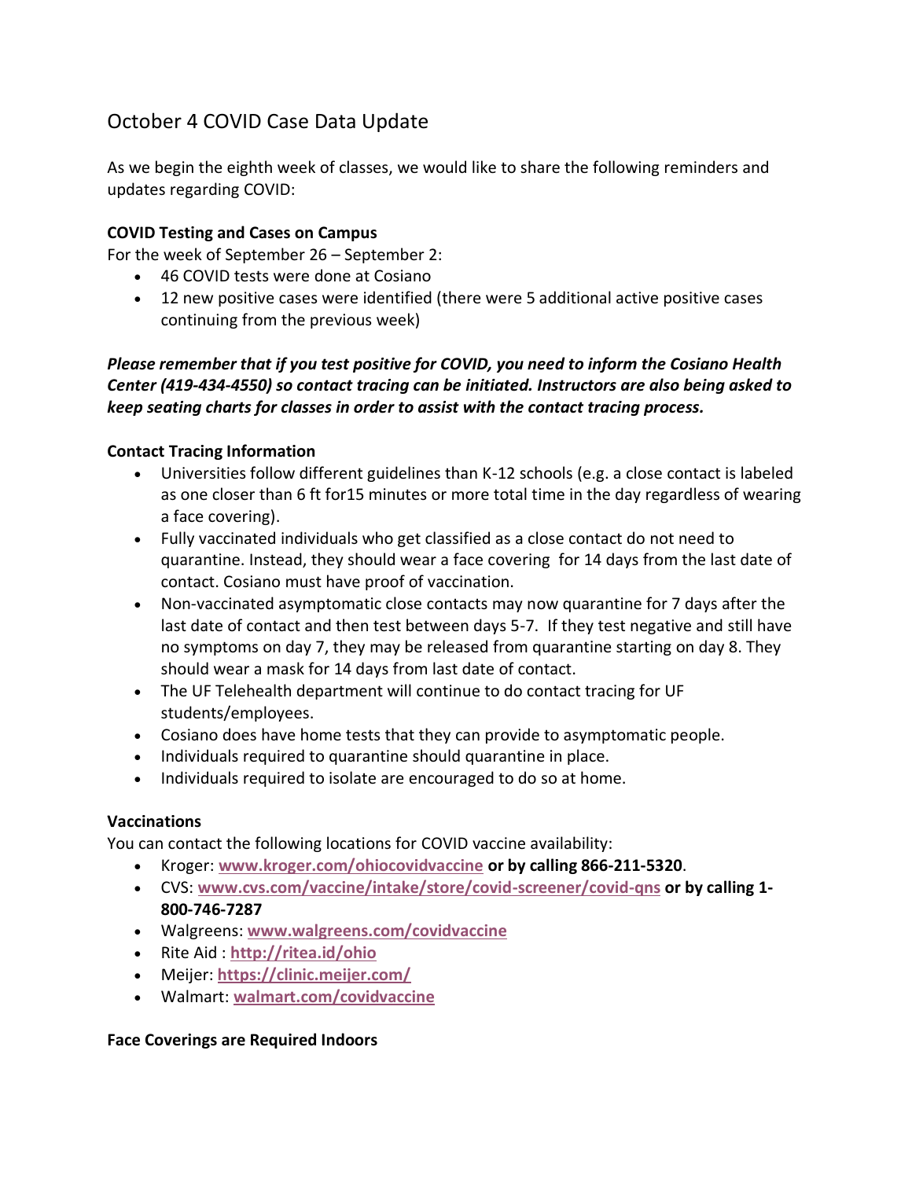# October 4 COVID Case Data Update

As we begin the eighth week of classes, we would like to share the following reminders and updates regarding COVID:

**COVID Testing and Cases on Campus**

For the week of September 26 – September 2:

- 46 COVID tests were done at Cosiano
- 12 new positive cases were identified (there were 5 additional active positive cases continuing from the previous week)

***Please remember that if you test positive for COVID, you need to inform the Cosiano Health Center (419-434-4550) so contact tracing can be initiated. Instructors are also being asked to keep seating charts for classes in order to assist with the contact tracing process.***

**Contact Tracing Information**

- Universities follow different guidelines than K-12 schools (e.g. a close contact is labeled as one closer than 6 ft for15 minutes or more total time in the day regardless of wearing a face covering).
- Fully vaccinated individuals who get classified as a close contact do not need to quarantine. Instead, they should wear a face covering for 14 days from the last date of contact. Cosiano must have proof of vaccination.
- Non-vaccinated asymptomatic close contacts may now quarantine for 7 days after the last date of contact and then test between days 5-7. If they test negative and still have no symptoms on day 7, they may be released from quarantine starting on day 8. They should wear a mask for 14 days from last date of contact.
- The UF Telehealth department will continue to do contact tracing for UF students/employees.
- Cosiano does have home tests that they can provide to asymptomatic people.
- Individuals required to quarantine should quarantine in place.
- Individuals required to isolate are encouraged to do so at home.

**Vaccinations**

You can contact the following locations for COVID vaccine availability:

- Kroger: **www.kroger.com/ohiocovidvaccine or by calling 866-211-5320**.
- CVS: **www.cvs.com/vaccine/intake/store/covid-screener/covid-qns or by calling 1-800-746-7287**
- Walgreens: **www.walgreens.com/covidvaccine**
- Rite Aid : **http://ritea.id/ohio**
- Meijer: **https://clinic.meijer.com/**
- Walmart: **walmart.com/covidvaccine**

**Face Coverings are Required Indoors**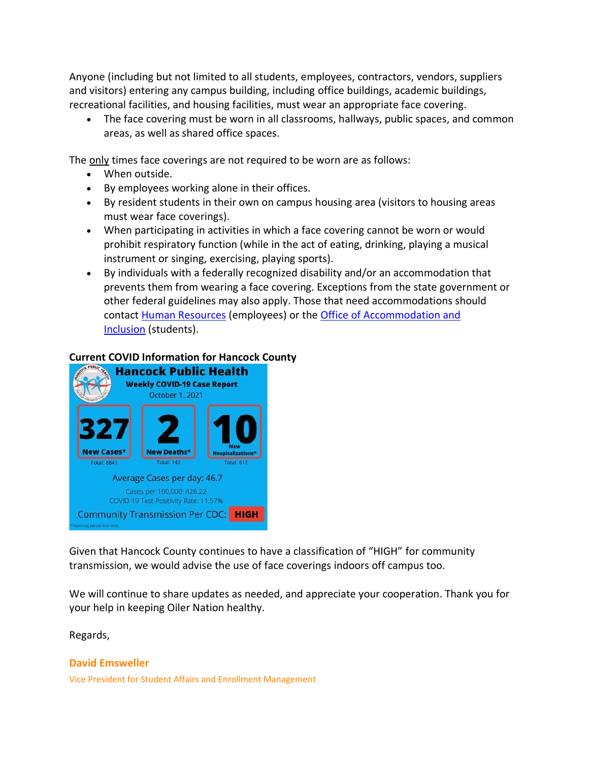Anyone (including but not limited to all students, employees, contractors, vendors, suppliers and visitors) entering any campus building, including office buildings, academic buildings, recreational facilities, and housing facilities, must wear an appropriate face covering.

- The face covering must be worn in all classrooms, hallways, public spaces, and common areas, as well as shared office spaces.

The only times face coverings are not required to be worn are as follows:

- When outside.
- By employees working alone in their offices.
- By resident students in their own on campus housing area (visitors to housing areas must wear face coverings).
- When participating in activities in which a face covering cannot be worn or would prohibit respiratory function (while in the act of eating, drinking, playing a musical instrument or singing, exercising, playing sports).
- By individuals with a federally recognized disability and/or an accommodation that prevents them from wearing a face covering. Exceptions from the state government or other federal guidelines may also apply. Those that need accommodations should contact Human Resources (employees) or the Office of Accommodation and Inclusion (students).

**Current COVID Information for Hancock County**

Hancock Public Health

Weekly COVID-19 Case Report

October 1, 2021

327 New Cases* Total: 8841

2 New Deaths* Total: 143

10 New Hospitalizations* Total: 612

Average Cases per day: 46.7

Cases per 100,000: 426.22

COVID-19 Test Positivity Rate: 11.57%

Community Transmission Per CDC: HIGH

*Reporting period 9/24-9/30

Given that Hancock County continues to have a classification of "HIGH" for community transmission, we would advise the use of face coverings indoors off campus too.

We will continue to share updates as needed, and appreciate your cooperation. Thank you for your help in keeping Oiler Nation healthy.

Regards,

**David Emsweller**

Vice President for Student Affairs and Enrollment Management